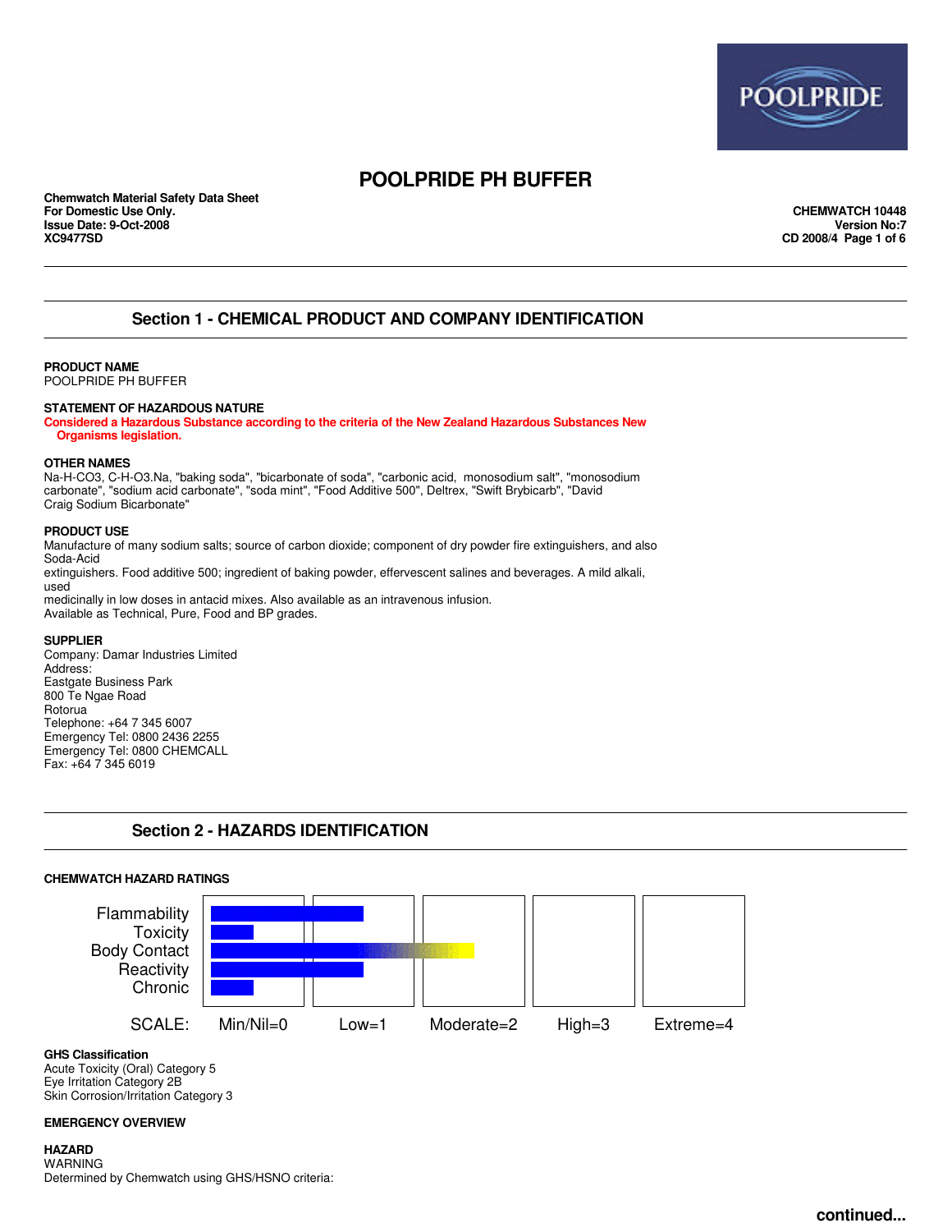# POOLPRIDE PH BUFFER

**Chemwatch Material Safety Data Sheet**
**For Domestic Use Only.**
**Issue Date: 9-Oct-2008**
**XC9477SD**

**CHEMWATCH 10448**
**Version No:7**
**CD 2008/4**

## Section 1 - CHEMICAL PRODUCT AND COMPANY IDENTIFICATION

**PRODUCT NAME**
POOLPRIDE PH BUFFER

**STATEMENT OF HAZARDOUS NATURE**
**Considered a Hazardous Substance according to the criteria of the New Zealand Hazardous Substances New Organisms legislation.**

**OTHER NAMES**
Na-H-CO3, C-H-O3.Na, "baking soda", "bicarbonate of soda", "carbonic acid, monosodium salt", "monosodium carbonate", "sodium acid carbonate", "soda mint", "Food Additive 500", Deltrex, "Swift Brybicarb", "David Craig Sodium Bicarbonate"

**PRODUCT USE**
Manufacture of many sodium salts; source of carbon dioxide; component of dry powder fire extinguishers, and also Soda-Acid
extinguishers. Food additive 500; ingredient of baking powder, effervescent salines and beverages. A mild alkali, used
medicinally in low doses in antacid mixes. Also available as an intravenous infusion.
Available as Technical, Pure, Food and BP grades.

**SUPPLIER**
Company: Damar Industries Limited
Address:
Eastgate Business Park
800 Te Ngae Road
Rotorua
Telephone: +64 7 345 6007
Emergency Tel: 0800 2436 2255
Emergency Tel: 0800 CHEMCALL
Fax: +64 7 345 6019

## Section 2 - HAZARDS IDENTIFICATION

**CHEMWATCH HAZARD RATINGS**

| | Rating |
|---|---|
| Flammability | 1 |
| Toxicity | 0 |
| Body Contact | 2 |
| Reactivity | 1 |
| Chronic | 0 |

SCALE: Min/Nil=0 Low=1 Moderate=2 High=3 Extreme=4

**GHS Classification**
Acute Toxicity (Oral) Category 5
Eye Irritation Category 2B
Skin Corrosion/Irritation Category 3

**EMERGENCY OVERVIEW**

**HAZARD**
WARNING
Determined by Chemwatch using GHS/HSNO criteria:

**continued...**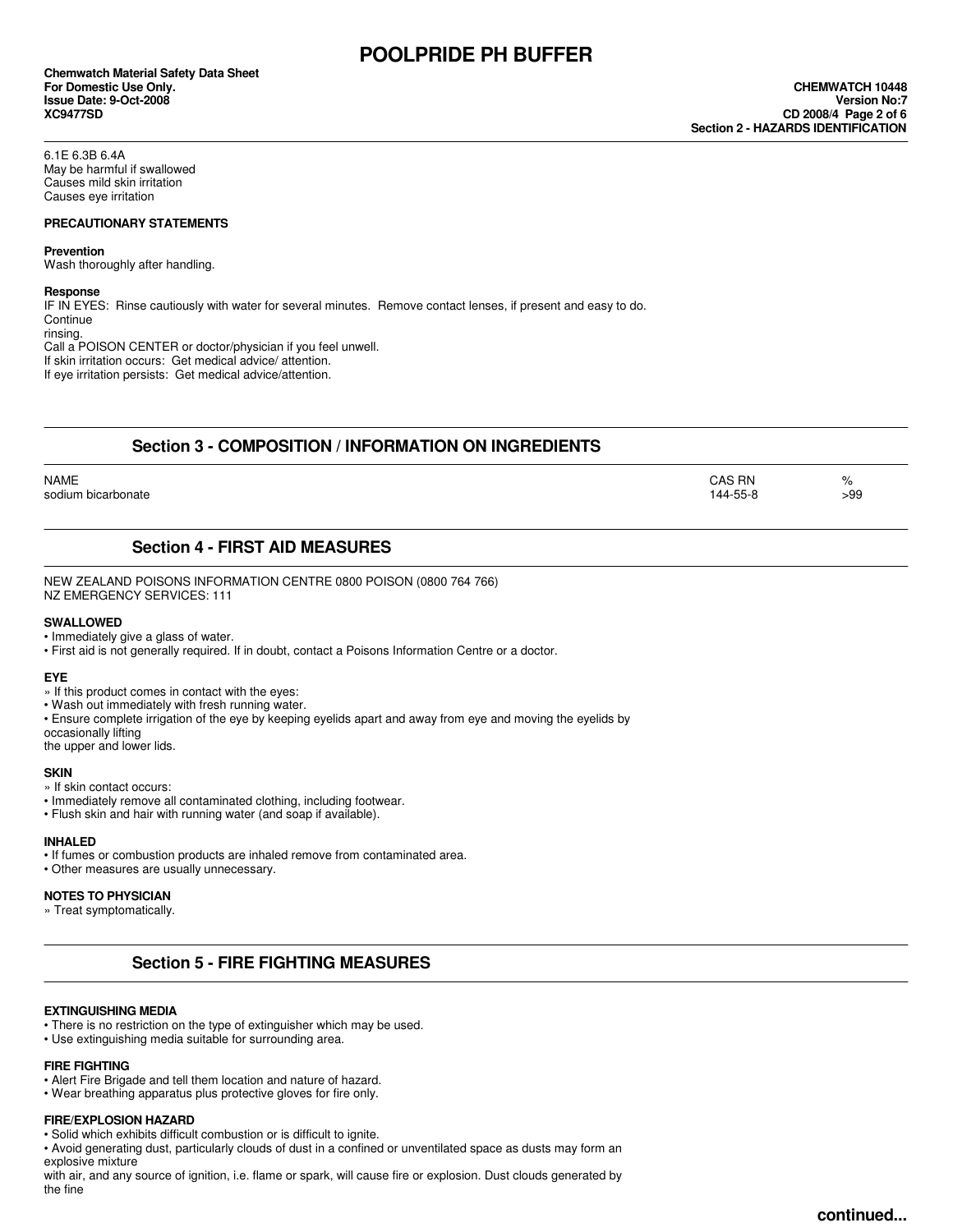6.1E 6.3B 6.4A
May be harmful if swallowed
Causes mild skin irritation
Causes eye irritation

**PRECAUTIONARY STATEMENTS**

**Prevention**
Wash thoroughly after handling.

**Response**
IF IN EYES: Rinse cautiously with water for several minutes. Remove contact lenses, if present and easy to do. Continue rinsing.
Call a POISON CENTER or doctor/physician if you feel unwell.
If skin irritation occurs: Get medical advice/ attention.
If eye irritation persists: Get medical advice/attention.

## Section 3 - COMPOSITION / INFORMATION ON INGREDIENTS

| NAME | CAS RN | % |
|---|---|---|
| sodium bicarbonate | 144-55-8 | >99 |

## Section 4 - FIRST AID MEASURES

NEW ZEALAND POISONS INFORMATION CENTRE 0800 POISON (0800 764 766)
NZ EMERGENCY SERVICES: 111

**SWALLOWED**
- Immediately give a glass of water.
- First aid is not generally required. If in doubt, contact a Poisons Information Centre or a doctor.

**EYE**
» If this product comes in contact with the eyes:
- Wash out immediately with fresh running water.
- Ensure complete irrigation of the eye by keeping eyelids apart and away from eye and moving the eyelids by occasionally lifting the upper and lower lids.

**SKIN**
» If skin contact occurs:
- Immediately remove all contaminated clothing, including footwear.
- Flush skin and hair with running water (and soap if available).

**INHALED**
- If fumes or combustion products are inhaled remove from contaminated area.
- Other measures are usually unnecessary.

**NOTES TO PHYSICIAN**
» Treat symptomatically.

## Section 5 - FIRE FIGHTING MEASURES

**EXTINGUISHING MEDIA**
- There is no restriction on the type of extinguisher which may be used.
- Use extinguishing media suitable for surrounding area.

**FIRE FIGHTING**
- Alert Fire Brigade and tell them location and nature of hazard.
- Wear breathing apparatus plus protective gloves for fire only.

**FIRE/EXPLOSION HAZARD**
- Solid which exhibits difficult combustion or is difficult to ignite.
- Avoid generating dust, particularly clouds of dust in a confined or unventilated space as dusts may form an explosive mixture with air, and any source of ignition, i.e. flame or spark, will cause fire or explosion. Dust clouds generated by the fine

continued...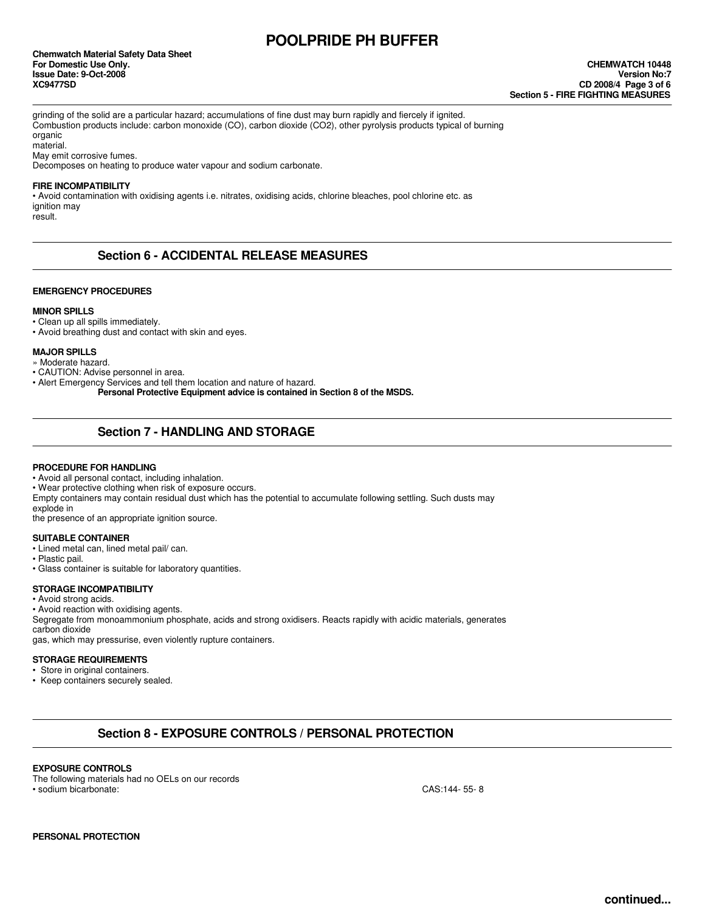grinding of the solid are a particular hazard; accumulations of fine dust may burn rapidly and fiercely if ignited.
Combustion products include: carbon monoxide (CO), carbon dioxide ($CO_2$), other pyrolysis products typical of burning organic material.
May emit corrosive fumes.
Decomposes on heating to produce water vapour and sodium carbonate.

**FIRE INCOMPATIBILITY**

• Avoid contamination with oxidising agents i.e. nitrates, oxidising acids, chlorine bleaches, pool chlorine etc. as ignition may result.

## Section 6 - ACCIDENTAL RELEASE MEASURES

**EMERGENCY PROCEDURES**

**MINOR SPILLS**

• Clean up all spills immediately.
• Avoid breathing dust and contact with skin and eyes.

**MAJOR SPILLS**

» Moderate hazard.
• CAUTION: Advise personnel in area.
• Alert Emergency Services and tell them location and nature of hazard.

**Personal Protective Equipment advice is contained in Section 8 of the MSDS.**

## Section 7 - HANDLING AND STORAGE

**PROCEDURE FOR HANDLING**

• Avoid all personal contact, including inhalation.
• Wear protective clothing when risk of exposure occurs.
Empty containers may contain residual dust which has the potential to accumulate following settling. Such dusts may explode in the presence of an appropriate ignition source.

**SUITABLE CONTAINER**

• Lined metal can, lined metal pail/ can.
• Plastic pail.
• Glass container is suitable for laboratory quantities.

**STORAGE INCOMPATIBILITY**

• Avoid strong acids.
• Avoid reaction with oxidising agents.
Segregate from monoammonium phosphate, acids and strong oxidisers. Reacts rapidly with acidic materials, generates carbon dioxide gas, which may pressurise, even violently rupture containers.

**STORAGE REQUIREMENTS**

• Store in original containers.
• Keep containers securely sealed.

## Section 8 - EXPOSURE CONTROLS / PERSONAL PROTECTION

**EXPOSURE CONTROLS**

The following materials had no OELs on our records

• sodium bicarbonate: CAS:144- 55- 8

**PERSONAL PROTECTION**

continued...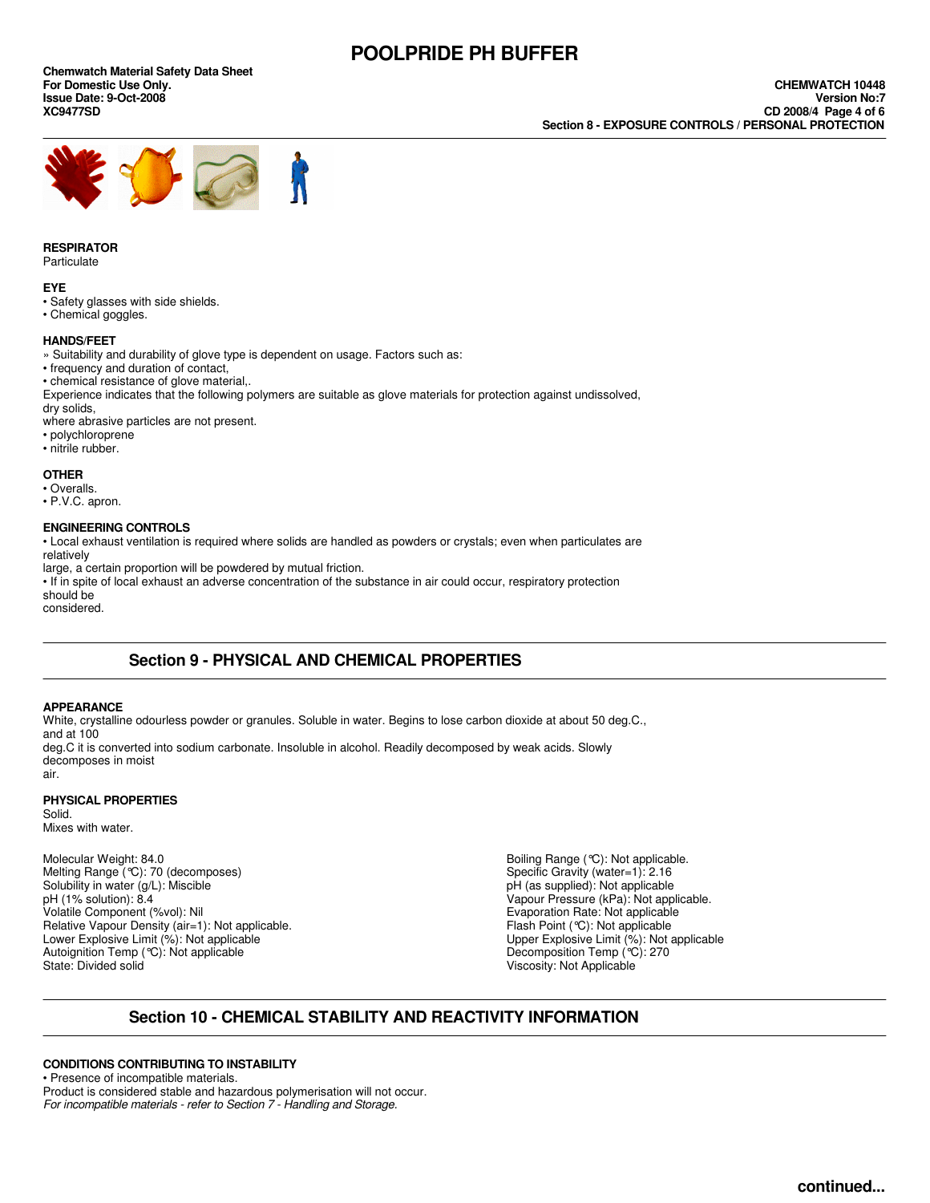## Section 8 - EXPOSURE CONTROLS / PERSONAL PROTECTION

**RESPIRATOR**
Particulate

**EYE**
- Safety glasses with side shields.
- Chemical goggles.

**HANDS/FEET**
» Suitability and durability of glove type is dependent on usage. Factors such as:
- frequency and duration of contact,
- chemical resistance of glove material,.

Experience indicates that the following polymers are suitable as glove materials for protection against undissolved, dry solids,
where abrasive particles are not present.
- polychloroprene
- nitrile rubber.

**OTHER**
- Overalls.
- P.V.C. apron.

**ENGINEERING CONTROLS**
- Local exhaust ventilation is required where solids are handled as powders or crystals; even when particulates are relatively large, a certain proportion will be powdered by mutual friction.
- If in spite of local exhaust an adverse concentration of the substance in air could occur, respiratory protection should be considered.

## Section 9 - PHYSICAL AND CHEMICAL PROPERTIES

**APPEARANCE**
White, crystalline odourless powder or granules. Soluble in water. Begins to lose carbon dioxide at about 50 deg.C., and at 100 deg.C it is converted into sodium carbonate. Insoluble in alcohol. Readily decomposed by weak acids. Slowly decomposes in moist air.

**PHYSICAL PROPERTIES**
Solid.
Mixes with water.

Molecular Weight: 84.0
Melting Range (°C): 70 (decomposes)
Solubility in water (g/L): Miscible
pH (1% solution): 8.4
Volatile Component (%vol): Nil
Relative Vapour Density (air=1): Not applicable.
Lower Explosive Limit (%): Not applicable
Autoignition Temp (°C): Not applicable
State: Divided solid

Boiling Range (°C): Not applicable.
Specific Gravity (water=1): 2.16
pH (as supplied): Not applicable
Vapour Pressure (kPa): Not applicable.
Evaporation Rate: Not applicable
Flash Point (°C): Not applicable
Upper Explosive Limit (%): Not applicable
Decomposition Temp (°C): 270
Viscosity: Not Applicable

## Section 10 - CHEMICAL STABILITY AND REACTIVITY INFORMATION

**CONDITIONS CONTRIBUTING TO INSTABILITY**
- Presence of incompatible materials.

Product is considered stable and hazardous polymerisation will not occur.
*For incompatible materials - refer to Section 7 - Handling and Storage.*

continued...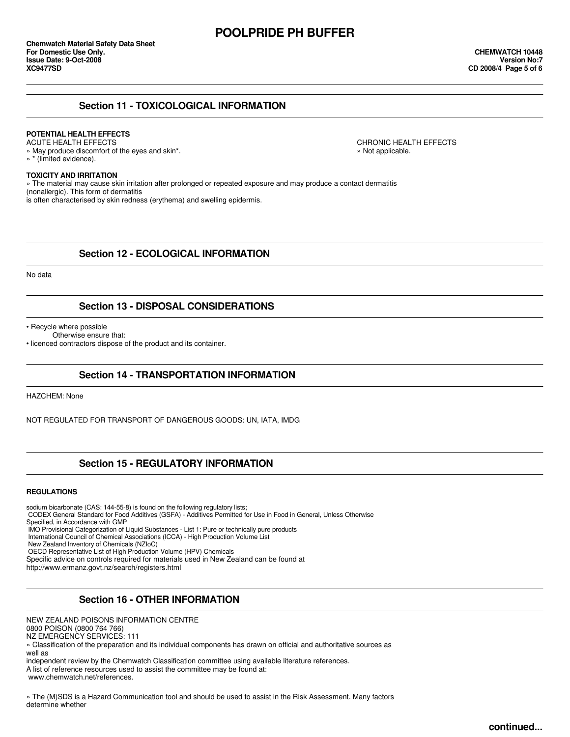## Section 11 - TOXICOLOGICAL INFORMATION

**POTENTIAL HEALTH EFFECTS**

ACUTE HEALTH EFFECTS

» May produce discomfort of the eyes and skin*.

» * (limited evidence).

CHRONIC HEALTH EFFECTS

» Not applicable.

**TOXICITY AND IRRITATION**

» The material may cause skin irritation after prolonged or repeated exposure and may produce a contact dermatitis (nonallergic). This form of dermatitis is often characterised by skin redness (erythema) and swelling epidermis.

## Section 12 - ECOLOGICAL INFORMATION

No data

## Section 13 - DISPOSAL CONSIDERATIONS

- Recycle where possible

  Otherwise ensure that:

- licenced contractors dispose of the product and its container.

## Section 14 - TRANSPORTATION INFORMATION

HAZCHEM: None

NOT REGULATED FOR TRANSPORT OF DANGEROUS GOODS: UN, IATA, IMDG

## Section 15 - REGULATORY INFORMATION

**REGULATIONS**

sodium bicarbonate (CAS: 144-55-8) is found on the following regulatory lists;

- CODEX General Standard for Food Additives (GSFA) - Additives Permitted for Use in Food in General, Unless Otherwise Specified, in Accordance with GMP
- IMO Provisional Categorization of Liquid Substances - List 1: Pure or technically pure products
- International Council of Chemical Associations (ICCA) - High Production Volume List
- New Zealand Inventory of Chemicals (NZIoC)
- OECD Representative List of High Production Volume (HPV) Chemicals

Specific advice on controls required for materials used in New Zealand can be found at http://www.ermanz.govt.nz/search/registers.html

## Section 16 - OTHER INFORMATION

NEW ZEALAND POISONS INFORMATION CENTRE

0800 POISON (0800 764 766)

NZ EMERGENCY SERVICES: 111

» Classification of the preparation and its individual components has drawn on official and authoritative sources as well as independent review by the Chemwatch Classification committee using available literature references.

A list of reference resources used to assist the committee may be found at:

www.chemwatch.net/references.

» The (M)SDS is a Hazard Communication tool and should be used to assist in the Risk Assessment. Many factors determine whether

continued...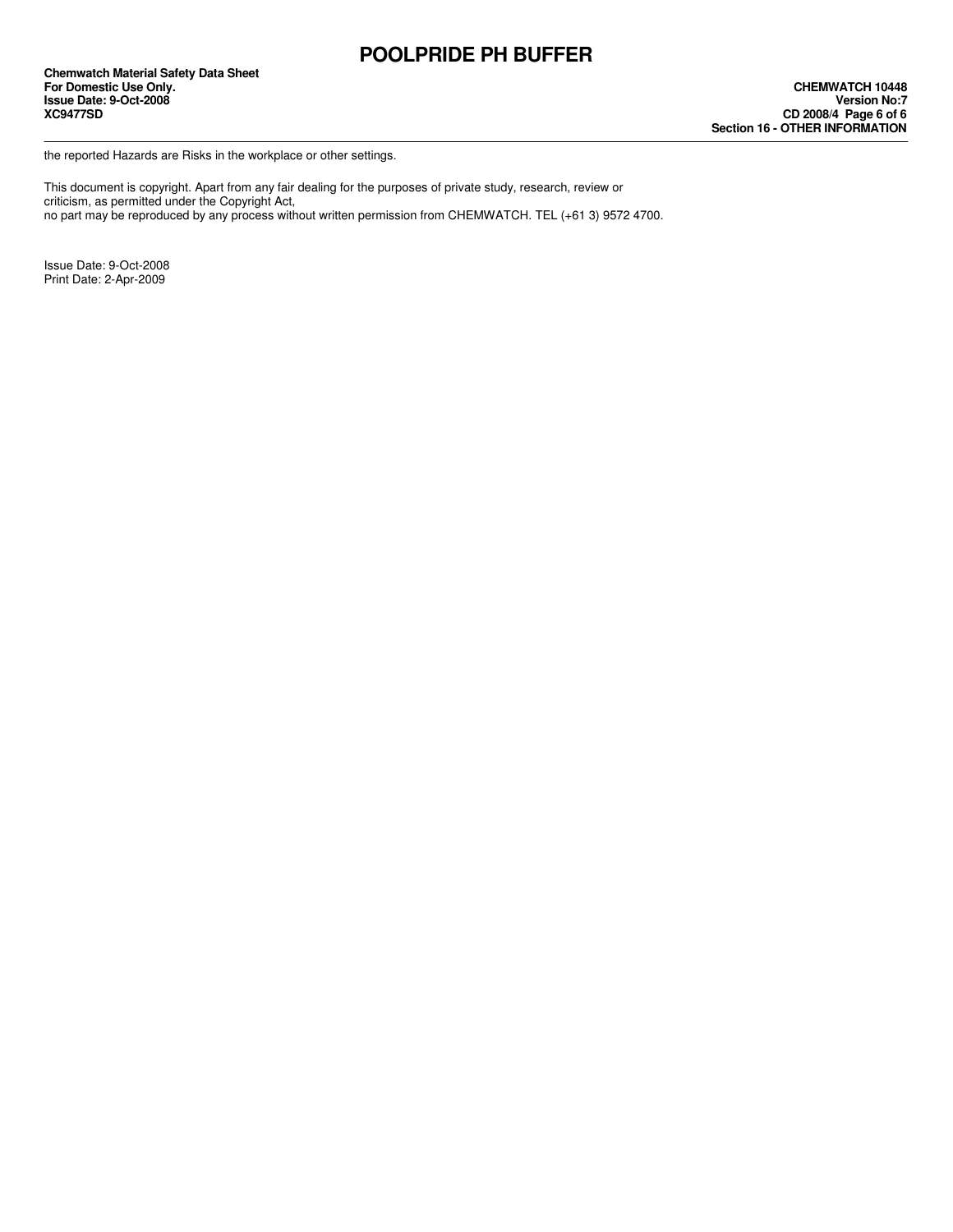the reported Hazards are Risks in the workplace or other settings.

This document is copyright. Apart from any fair dealing for the purposes of private study, research, review or criticism, as permitted under the Copyright Act,
no part may be reproduced by any process without written permission from CHEMWATCH. TEL (+61 3) 9572 4700.

Issue Date: 9-Oct-2008
Print Date: 2-Apr-2009